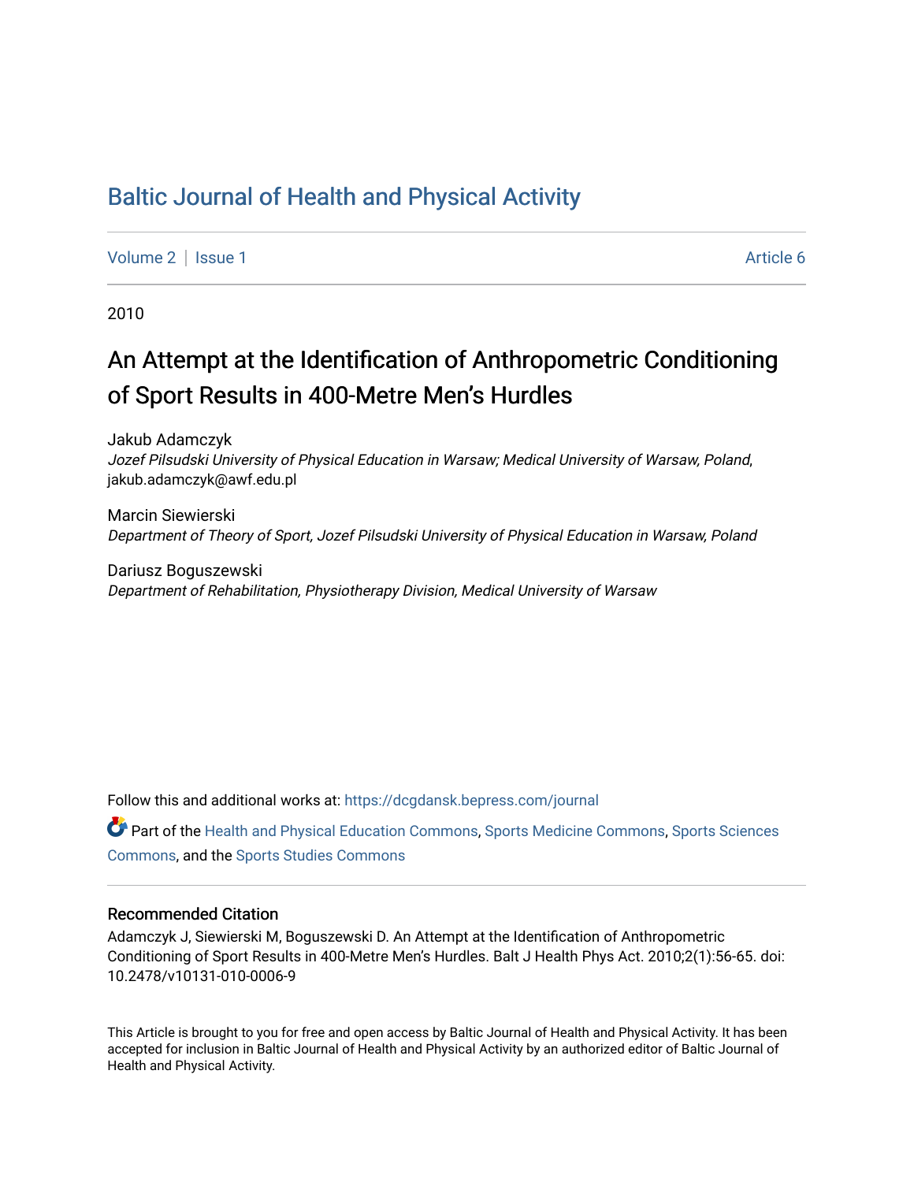# Baltic Journal of Health and Physical Activity

Volume 2 | Issue 1 | Article 6

2010

## An Attempt at the Identification of Anthropometric Conditioning of Sport Results in 400-Metre Men's Hurdles

Jakub Adamczyk
*Jozef Pilsudski University of Physical Education in Warsaw; Medical University of Warsaw, Poland*, jakub.adamczyk@awf.edu.pl

Marcin Siewierski
*Department of Theory of Sport, Jozef Pilsudski University of Physical Education in Warsaw, Poland*

Dariusz Boguszewski
*Department of Rehabilitation, Physiotherapy Division, Medical University of Warsaw*

Follow this and additional works at: https://dcgdansk.bepress.com/journal

Part of the Health and Physical Education Commons, Sports Medicine Commons, Sports Sciences Commons, and the Sports Studies Commons

### Recommended Citation

Adamczyk J, Siewierski M, Boguszewski D. An Attempt at the Identification of Anthropometric Conditioning of Sport Results in 400-Metre Men's Hurdles. Balt J Health Phys Act. 2010;2(1):56-65. doi: 10.2478/v10131-010-0006-9

This Article is brought to you for free and open access by Baltic Journal of Health and Physical Activity. It has been accepted for inclusion in Baltic Journal of Health and Physical Activity by an authorized editor of Baltic Journal of Health and Physical Activity.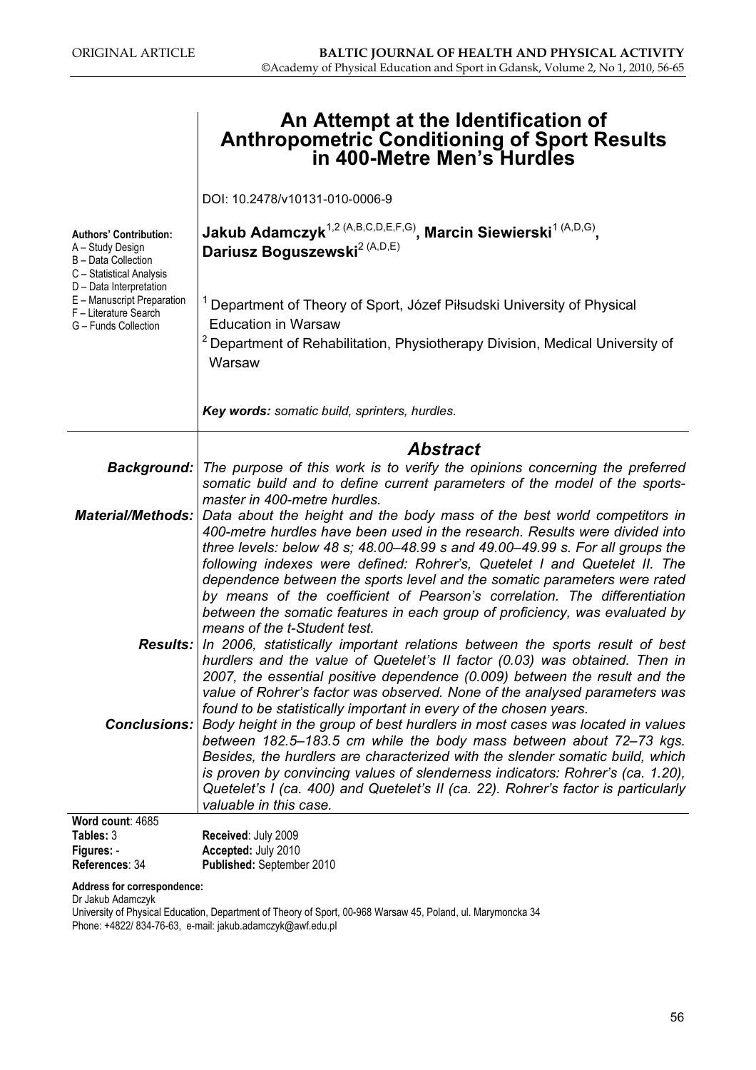ORIGINAL ARTICLE

# An Attempt at the Identification of Anthropometric Conditioning of Sport Results in 400-Metre Men's Hurdles

DOI: 10.2478/v10131-010-0006-9

**Authors' Contribution:**
A – Study Design
B – Data Collection
C – Statistical Analysis
D – Data Interpretation
E – Manuscript Preparation
F – Literature Search
G – Funds Collection

**Jakub Adamczyk**[1,2 (A,B,C,D,E,F,G)], **Marcin Siewierski**[1 (A,D,G)], **Dariusz Boguszewski**[2 (A,D,E)]

[1] Department of Theory of Sport, Józef Piłsudski University of Physical Education in Warsaw

[2] Department of Rehabilitation, Physiotherapy Division, Medical University of Warsaw

***Key words:*** *somatic build, sprinters, hurdles.*

## *Abstract*

***Background:*** *The purpose of this work is to verify the opinions concerning the preferred somatic build and to define current parameters of the model of the sports-master in 400-metre hurdles.*

***Material/Methods:*** *Data about the height and the body mass of the best world competitors in 400-metre hurdles have been used in the research. Results were divided into three levels: below 48 s; 48.00–48.99 s and 49.00–49.99 s. For all groups the following indexes were defined: Rohrer's, Quetelet I and Quetelet II. The dependence between the sports level and the somatic parameters were rated by means of the coefficient of Pearson's correlation. The differentiation between the somatic features in each group of proficiency, was evaluated by means of the t-Student test.*

***Results:*** *In 2006, statistically important relations between the sports result of best hurdlers and the value of Quetelet's II factor (0.03) was obtained. Then in 2007, the essential positive dependence (0.009) between the result and the value of Rohrer's factor was observed. None of the analysed parameters was found to be statistically important in every of the chosen years.*

***Conclusions:*** *Body height in the group of best hurdlers in most cases was located in values between 182.5–183.5 cm while the body mass between about 72–73 kgs. Besides, the hurdlers are characterized with the slender somatic build, which is proven by convincing values of slenderness indicators: Rohrer's (ca. 1.20), Quetelet's I (ca. 400) and Quetelet's II (ca. 22). Rohrer's factor is particularly valuable in this case.*

**Word count**: 4685
**Tables:** 3
**Figures:** -
**References**: 34

**Received**: July 2009
**Accepted:** July 2010
**Published:** September 2010

**Address for correspondence:**
Dr Jakub Adamczyk
University of Physical Education, Department of Theory of Sport, 00-968 Warsaw 45, Poland, ul. Marymoncka 34
Phone: +4822/ 834-76-63, e-mail: jakub.adamczyk@awf.edu.pl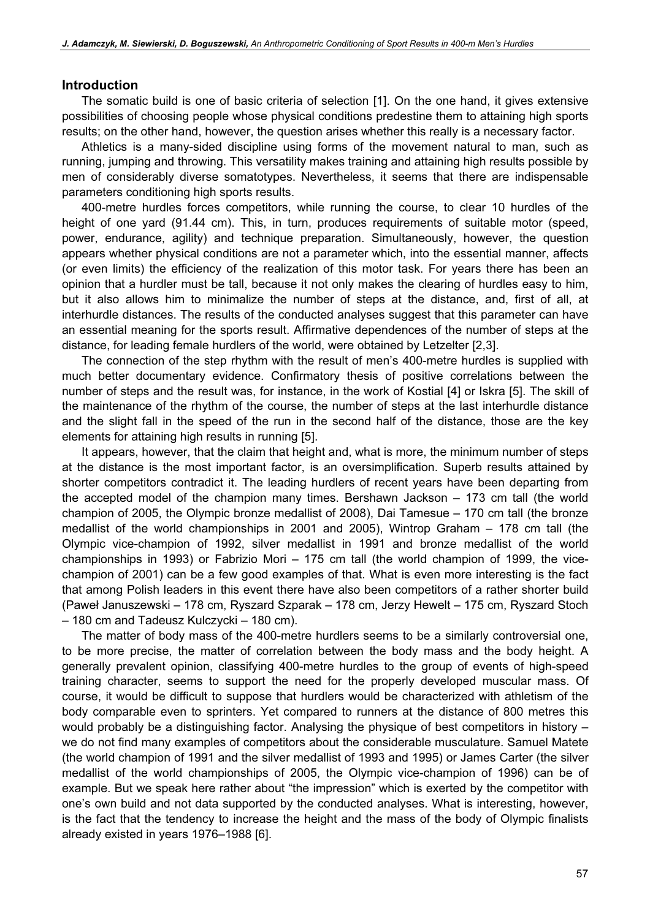## Introduction

The somatic build is one of basic criteria of selection [1]. On the one hand, it gives extensive possibilities of choosing people whose physical conditions predestine them to attaining high sports results; on the other hand, however, the question arises whether this really is a necessary factor.

Athletics is a many-sided discipline using forms of the movement natural to man, such as running, jumping and throwing. This versatility makes training and attaining high results possible by men of considerably diverse somatotypes. Nevertheless, it seems that there are indispensable parameters conditioning high sports results.

400-metre hurdles forces competitors, while running the course, to clear 10 hurdles of the height of one yard (91.44 cm). This, in turn, produces requirements of suitable motor (speed, power, endurance, agility) and technique preparation. Simultaneously, however, the question appears whether physical conditions are not a parameter which, into the essential manner, affects (or even limits) the efficiency of the realization of this motor task. For years there has been an opinion that a hurdler must be tall, because it not only makes the clearing of hurdles easy to him, but it also allows him to minimalize the number of steps at the distance, and, first of all, at interhurdle distances. The results of the conducted analyses suggest that this parameter can have an essential meaning for the sports result. Affirmative dependences of the number of steps at the distance, for leading female hurdlers of the world, were obtained by Letzelter [2,3].

The connection of the step rhythm with the result of men's 400-metre hurdles is supplied with much better documentary evidence. Confirmatory thesis of positive correlations between the number of steps and the result was, for instance, in the work of Kostial [4] or Iskra [5]. The skill of the maintenance of the rhythm of the course, the number of steps at the last interhurdle distance and the slight fall in the speed of the run in the second half of the distance, those are the key elements for attaining high results in running [5].

It appears, however, that the claim that height and, what is more, the minimum number of steps at the distance is the most important factor, is an oversimplification. Superb results attained by shorter competitors contradict it. The leading hurdlers of recent years have been departing from the accepted model of the champion many times. Bershawn Jackson – 173 cm tall (the world champion of 2005, the Olympic bronze medallist of 2008), Dai Tamesue – 170 cm tall (the bronze medallist of the world championships in 2001 and 2005), Wintrop Graham – 178 cm tall (the Olympic vice-champion of 1992, silver medallist in 1991 and bronze medallist of the world championships in 1993) or Fabrizio Mori – 175 cm tall (the world champion of 1999, the vice-champion of 2001) can be a few good examples of that. What is even more interesting is the fact that among Polish leaders in this event there have also been competitors of a rather shorter build (Paweł Januszewski – 178 cm, Ryszard Szparak – 178 cm, Jerzy Hewelt – 175 cm, Ryszard Stoch – 180 cm and Tadeusz Kulczycki – 180 cm).

The matter of body mass of the 400-metre hurdlers seems to be a similarly controversial one, to be more precise, the matter of correlation between the body mass and the body height. A generally prevalent opinion, classifying 400-metre hurdles to the group of events of high-speed training character, seems to support the need for the properly developed muscular mass. Of course, it would be difficult to suppose that hurdlers would be characterized with athletism of the body comparable even to sprinters. Yet compared to runners at the distance of 800 metres this would probably be a distinguishing factor. Analysing the physique of best competitors in history – we do not find many examples of competitors about the considerable musculature. Samuel Matete (the world champion of 1991 and the silver medallist of 1993 and 1995) or James Carter (the silver medallist of the world championships of 2005, the Olympic vice-champion of 1996) can be of example. But we speak here rather about "the impression" which is exerted by the competitor with one's own build and not data supported by the conducted analyses. What is interesting, however, is the fact that the tendency to increase the height and the mass of the body of Olympic finalists already existed in years 1976–1988 [6].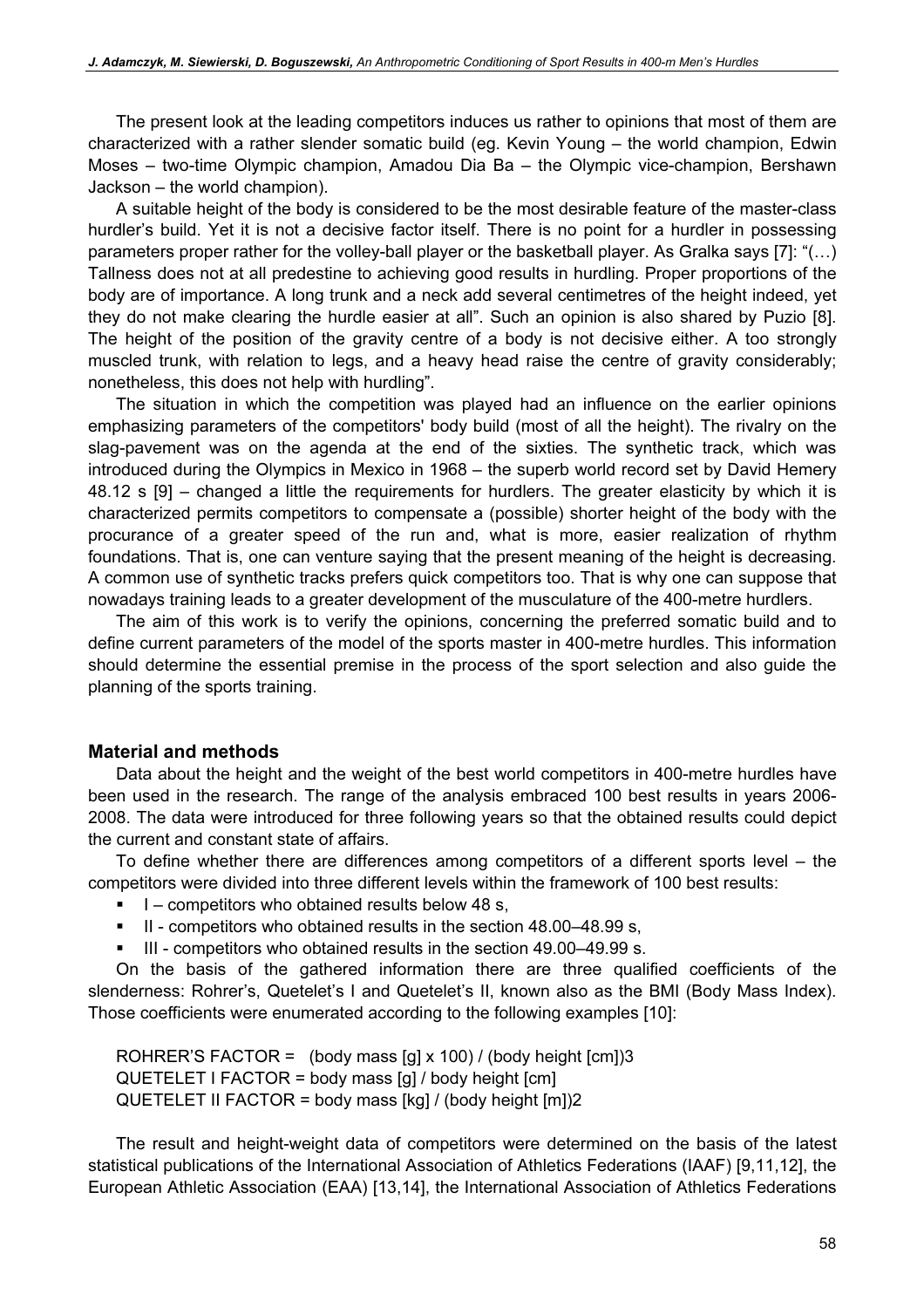The present look at the leading competitors induces us rather to opinions that most of them are characterized with a rather slender somatic build (eg. Kevin Young – the world champion, Edwin Moses – two-time Olympic champion, Amadou Dia Ba – the Olympic vice-champion, Bershawn Jackson – the world champion).

A suitable height of the body is considered to be the most desirable feature of the master-class hurdler's build. Yet it is not a decisive factor itself. There is no point for a hurdler in possessing parameters proper rather for the volley-ball player or the basketball player. As Gralka says [7]: "(…) Tallness does not at all predestine to achieving good results in hurdling. Proper proportions of the body are of importance. A long trunk and a neck add several centimetres of the height indeed, yet they do not make clearing the hurdle easier at all". Such an opinion is also shared by Puzio [8]. The height of the position of the gravity centre of a body is not decisive either. A too strongly muscled trunk, with relation to legs, and a heavy head raise the centre of gravity considerably; nonetheless, this does not help with hurdling".

The situation in which the competition was played had an influence on the earlier opinions emphasizing parameters of the competitors' body build (most of all the height). The rivalry on the slag-pavement was on the agenda at the end of the sixties. The synthetic track, which was introduced during the Olympics in Mexico in 1968 – the superb world record set by David Hemery 48.12 s [9] – changed a little the requirements for hurdlers. The greater elasticity by which it is characterized permits competitors to compensate a (possible) shorter height of the body with the procurance of a greater speed of the run and, what is more, easier realization of rhythm foundations. That is, one can venture saying that the present meaning of the height is decreasing. A common use of synthetic tracks prefers quick competitors too. That is why one can suppose that nowadays training leads to a greater development of the musculature of the 400-metre hurdlers.

The aim of this work is to verify the opinions, concerning the preferred somatic build and to define current parameters of the model of the sports master in 400-metre hurdles. This information should determine the essential premise in the process of the sport selection and also guide the planning of the sports training.

## Material and methods

Data about the height and the weight of the best world competitors in 400-metre hurdles have been used in the research. The range of the analysis embraced 100 best results in years 2006-2008. The data were introduced for three following years so that the obtained results could depict the current and constant state of affairs.

To define whether there are differences among competitors of a different sports level – the competitors were divided into three different levels within the framework of 100 best results:

- I – competitors who obtained results below 48 s,
- II - competitors who obtained results in the section 48.00–48.99 s,
- III - competitors who obtained results in the section 49.00–49.99 s.

On the basis of the gathered information there are three qualified coefficients of the slenderness: Rohrer's, Quetelet's I and Quetelet's II, known also as the BMI (Body Mass Index). Those coefficients were enumerated according to the following examples [10]:

ROHRER'S FACTOR = (body mass [g] x 100) / (body height [cm])3
QUETELET I FACTOR = body mass [g] / body height [cm]
QUETELET II FACTOR = body mass [kg] / (body height [m])2

The result and height-weight data of competitors were determined on the basis of the latest statistical publications of the International Association of Athletics Federations (IAAF) [9,11,12], the European Athletic Association (EAA) [13,14], the International Association of Athletics Federations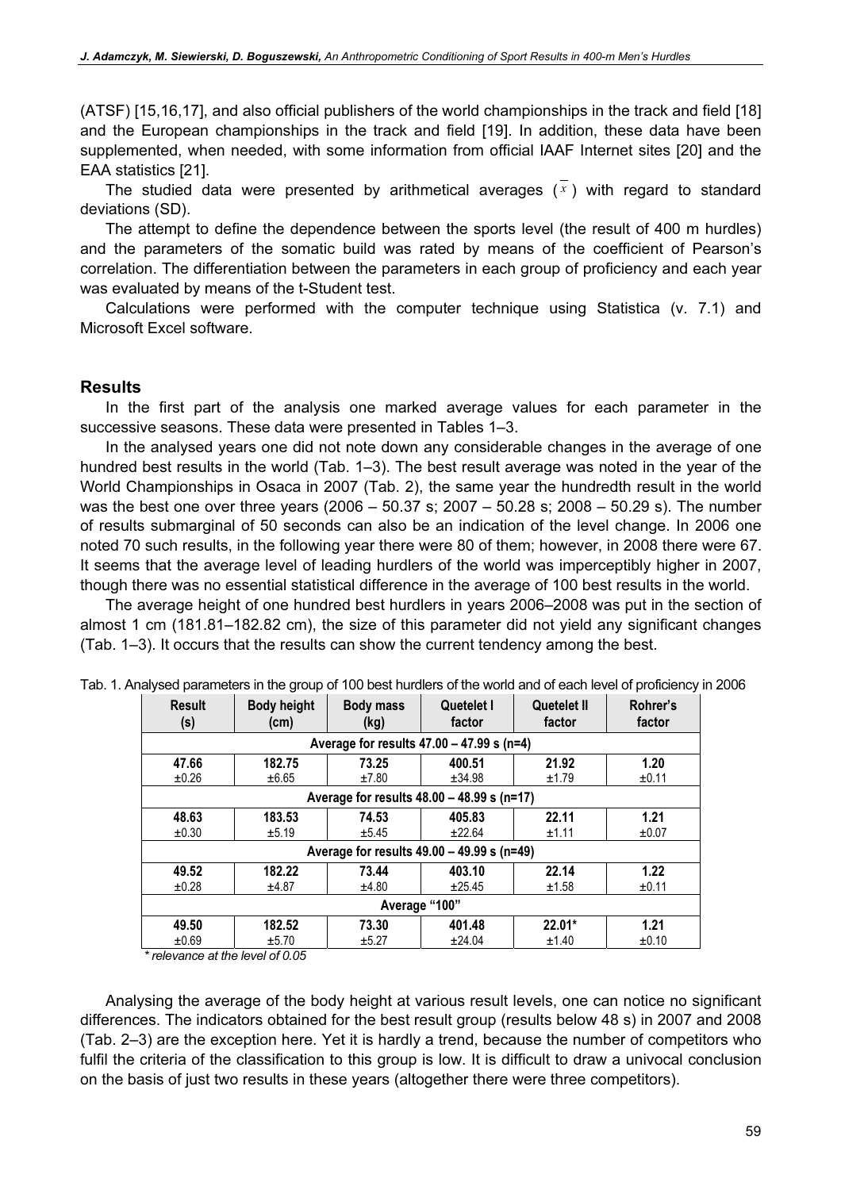(ATSF) [15,16,17], and also official publishers of the world championships in the track and field [18] and the European championships in the track and field [19]. In addition, these data have been supplemented, when needed, with some information from official IAAF Internet sites [20] and the EAA statistics [21].

The studied data were presented by arithmetical averages ($\bar{x}$) with regard to standard deviations (SD).

The attempt to define the dependence between the sports level (the result of 400 m hurdles) and the parameters of the somatic build was rated by means of the coefficient of Pearson's correlation. The differentiation between the parameters in each group of proficiency and each year was evaluated by means of the t-Student test.

Calculations were performed with the computer technique using Statistica (v. 7.1) and Microsoft Excel software.

## Results

In the first part of the analysis one marked average values for each parameter in the successive seasons. These data were presented in Tables 1–3.

In the analysed years one did not note down any considerable changes in the average of one hundred best results in the world (Tab. 1–3). The best result average was noted in the year of the World Championships in Osaca in 2007 (Tab. 2), the same year the hundredth result in the world was the best one over three years (2006 – 50.37 s; 2007 – 50.28 s; 2008 – 50.29 s). The number of results submarginal of 50 seconds can also be an indication of the level change. In 2006 one noted 70 such results, in the following year there were 80 of them; however, in 2008 there were 67. It seems that the average level of leading hurdlers of the world was imperceptibly higher in 2007, though there was no essential statistical difference in the average of 100 best results in the world.

The average height of one hundred best hurdlers in years 2006–2008 was put in the section of almost 1 cm (181.81–182.82 cm), the size of this parameter did not yield any significant changes (Tab. 1–3). It occurs that the results can show the current tendency among the best.

Tab. 1. Analysed parameters in the group of 100 best hurdlers of the world and of each level of proficiency in 2006

| Result (s) | Body height (cm) | Body mass (kg) | Quetelet I factor | Quetelet II factor | Rohrer's factor |
|---|---|---|---|---|---|
| **Average for results 47.00 – 47.99 s (n=4)** | | | | | |
| **47.66** ±0.26 | **182.75** ±6.65 | **73.25** ±7.80 | **400.51** ±34.98 | **21.92** ±1.79 | **1.20** ±0.11 |
| **Average for results 48.00 – 48.99 s (n=17)** | | | | | |
| **48.63** ±0.30 | **183.53** ±5.19 | **74.53** ±5.45 | **405.83** ±22.64 | **22.11** ±1.11 | **1.21** ±0.07 |
| **Average for results 49.00 – 49.99 s (n=49)** | | | | | |
| **49.52** ±0.28 | **182.22** ±4.87 | **73.44** ±4.80 | **403.10** ±25.45 | **22.14** ±1.58 | **1.22** ±0.11 |
| **Average "100"** | | | | | |
| **49.50** ±0.69 | **182.52** ±5.70 | **73.30** ±5.27 | **401.48** ±24.04 | **22.01*** ±1.40 | **1.21** ±0.10 |

*\* relevance at the level of 0.05*

Analysing the average of the body height at various result levels, one can notice no significant differences. The indicators obtained for the best result group (results below 48 s) in 2007 and 2008 (Tab. 2–3) are the exception here. Yet it is hardly a trend, because the number of competitors who fulfil the criteria of the classification to this group is low. It is difficult to draw a univocal conclusion on the basis of just two results in these years (altogether there were three competitors).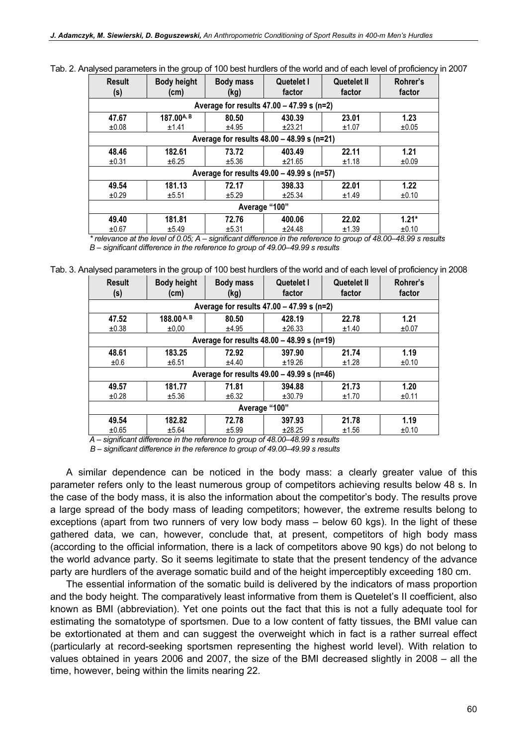Tab. 2. Analysed parameters in the group of 100 best hurdlers of the world and of each level of proficiency in 2007

| Result (s) | Body height (cm) | Body mass (kg) | Quetelet I factor | Quetelet II factor | Rohrer's factor |
|---|---|---|---|---|---|
| Average for results 47.00 – 47.99 s (n=2) | | | | | |
| 47.67 ±0.08 | 187.00[A, B] ±1.41 | 80.50 ±4.95 | 430.39 ±23.21 | 23.01 ±1.07 | 1.23 ±0.05 |
| Average for results 48.00 – 48.99 s (n=21) | | | | | |
| 48.46 ±0.31 | 182.61 ±6.25 | 73.72 ±5.36 | 403.49 ±21.65 | 22.11 ±1.18 | 1.21 ±0.09 |
| Average for results 49.00 – 49.99 s (n=57) | | | | | |
| 49.54 ±0.29 | 181.13 ±5.51 | 72.17 ±5.29 | 398.33 ±25.34 | 22.01 ±1.49 | 1.22 ±0.10 |
| Average "100" | | | | | |
| 49.40 ±0.67 | 181.81 ±5.49 | 72.76 ±5.31 | 400.06 ±24.48 | 22.02 ±1.39 | 1.21* ±0.10 |

*\* relevance at the level of 0.05; A – significant difference in the reference to group of 48.00–48.99 s results*
*B – significant difference in the reference to group of 49.00–49.99 s results*

Tab. 3. Analysed parameters in the group of 100 best hurdlers of the world and of each level of proficiency in 2008

| Result (s) | Body height (cm) | Body mass (kg) | Quetelet I factor | Quetelet II factor | Rohrer's factor |
|---|---|---|---|---|---|
| Average for results 47.00 – 47.99 s (n=2) | | | | | |
| 47.52 ±0.38 | 188.00[A, B] ±0,00 | 80.50 ±4.95 | 428.19 ±26.33 | 22.78 ±1.40 | 1.21 ±0.07 |
| Average for results 48.00 – 48.99 s (n=19) | | | | | |
| 48.61 ±0.6 | 183.25 ±6.51 | 72.92 ±4.40 | 397.90 ±19.26 | 21.74 ±1.28 | 1.19 ±0.10 |
| Average for results 49.00 – 49.99 s (n=46) | | | | | |
| 49.57 ±0.28 | 181.77 ±5.36 | 71.81 ±6.32 | 394.88 ±30.79 | 21.73 ±1.70 | 1.20 ±0.11 |
| Average "100" | | | | | |
| 49.54 ±0.65 | 182.82 ±5.64 | 72.78 ±5.99 | 397.93 ±28.25 | 21.78 ±1.56 | 1.19 ±0.10 |

*A – significant difference in the reference to group of 48.00–48.99 s results*
*B – significant difference in the reference to group of 49.00–49.99 s results*

A similar dependence can be noticed in the body mass: a clearly greater value of this parameter refers only to the least numerous group of competitors achieving results below 48 s. In the case of the body mass, it is also the information about the competitor's body. The results prove a large spread of the body mass of leading competitors; however, the extreme results belong to exceptions (apart from two runners of very low body mass – below 60 kgs). In the light of these gathered data, we can, however, conclude that, at present, competitors of high body mass (according to the official information, there is a lack of competitors above 90 kgs) do not belong to the world advance party. So it seems legitimate to state that the present tendency of the advance party are hurdlers of the average somatic build and of the height imperceptibly exceeding 180 cm.

The essential information of the somatic build is delivered by the indicators of mass proportion and the body height. The comparatively least informative from them is Quetelet's II coefficient, also known as BMI (abbreviation). Yet one points out the fact that this is not a fully adequate tool for estimating the somatotype of sportsmen. Due to a low content of fatty tissues, the BMI value can be extortionated at them and can suggest the overweight which in fact is a rather surreal effect (particularly at record-seeking sportsmen representing the highest world level). With relation to values obtained in years 2006 and 2007, the size of the BMI decreased slightly in 2008 – all the time, however, being within the limits nearing 22.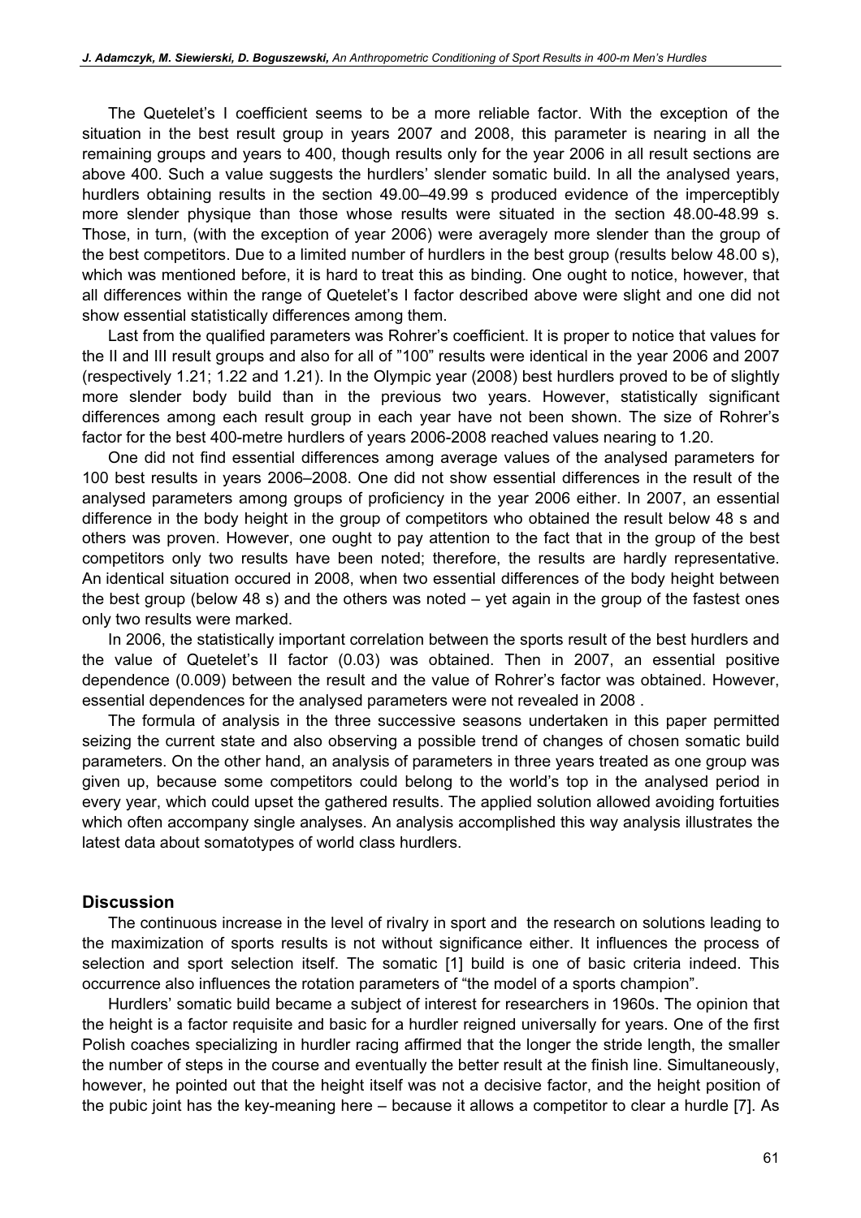The Quetelet's I coefficient seems to be a more reliable factor. With the exception of the situation in the best result group in years 2007 and 2008, this parameter is nearing in all the remaining groups and years to 400, though results only for the year 2006 in all result sections are above 400. Such a value suggests the hurdlers' slender somatic build. In all the analysed years, hurdlers obtaining results in the section 49.00–49.99 s produced evidence of the imperceptibly more slender physique than those whose results were situated in the section 48.00-48.99 s. Those, in turn, (with the exception of year 2006) were averagely more slender than the group of the best competitors. Due to a limited number of hurdlers in the best group (results below 48.00 s), which was mentioned before, it is hard to treat this as binding. One ought to notice, however, that all differences within the range of Quetelet's I factor described above were slight and one did not show essential statistically differences among them.

Last from the qualified parameters was Rohrer's coefficient. It is proper to notice that values for the II and III result groups and also for all of "100" results were identical in the year 2006 and 2007 (respectively 1.21; 1.22 and 1.21). In the Olympic year (2008) best hurdlers proved to be of slightly more slender body build than in the previous two years. However, statistically significant differences among each result group in each year have not been shown. The size of Rohrer's factor for the best 400-metre hurdlers of years 2006-2008 reached values nearing to 1.20.

One did not find essential differences among average values of the analysed parameters for 100 best results in years 2006–2008. One did not show essential differences in the result of the analysed parameters among groups of proficiency in the year 2006 either. In 2007, an essential difference in the body height in the group of competitors who obtained the result below 48 s and others was proven. However, one ought to pay attention to the fact that in the group of the best competitors only two results have been noted; therefore, the results are hardly representative. An identical situation occured in 2008, when two essential differences of the body height between the best group (below 48 s) and the others was noted – yet again in the group of the fastest ones only two results were marked.

In 2006, the statistically important correlation between the sports result of the best hurdlers and the value of Quetelet's II factor (0.03) was obtained. Then in 2007, an essential positive dependence (0.009) between the result and the value of Rohrer's factor was obtained. However, essential dependences for the analysed parameters were not revealed in 2008 .

The formula of analysis in the three successive seasons undertaken in this paper permitted seizing the current state and also observing a possible trend of changes of chosen somatic build parameters. On the other hand, an analysis of parameters in three years treated as one group was given up, because some competitors could belong to the world's top in the analysed period in every year, which could upset the gathered results. The applied solution allowed avoiding fortuities which often accompany single analyses. An analysis accomplished this way analysis illustrates the latest data about somatotypes of world class hurdlers.

## Discussion

The continuous increase in the level of rivalry in sport and the research on solutions leading to the maximization of sports results is not without significance either. It influences the process of selection and sport selection itself. The somatic [1] build is one of basic criteria indeed. This occurrence also influences the rotation parameters of "the model of a sports champion".

Hurdlers' somatic build became a subject of interest for researchers in 1960s. The opinion that the height is a factor requisite and basic for a hurdler reigned universally for years. One of the first Polish coaches specializing in hurdler racing affirmed that the longer the stride length, the smaller the number of steps in the course and eventually the better result at the finish line. Simultaneously, however, he pointed out that the height itself was not a decisive factor, and the height position of the pubic joint has the key-meaning here – because it allows a competitor to clear a hurdle [7]. As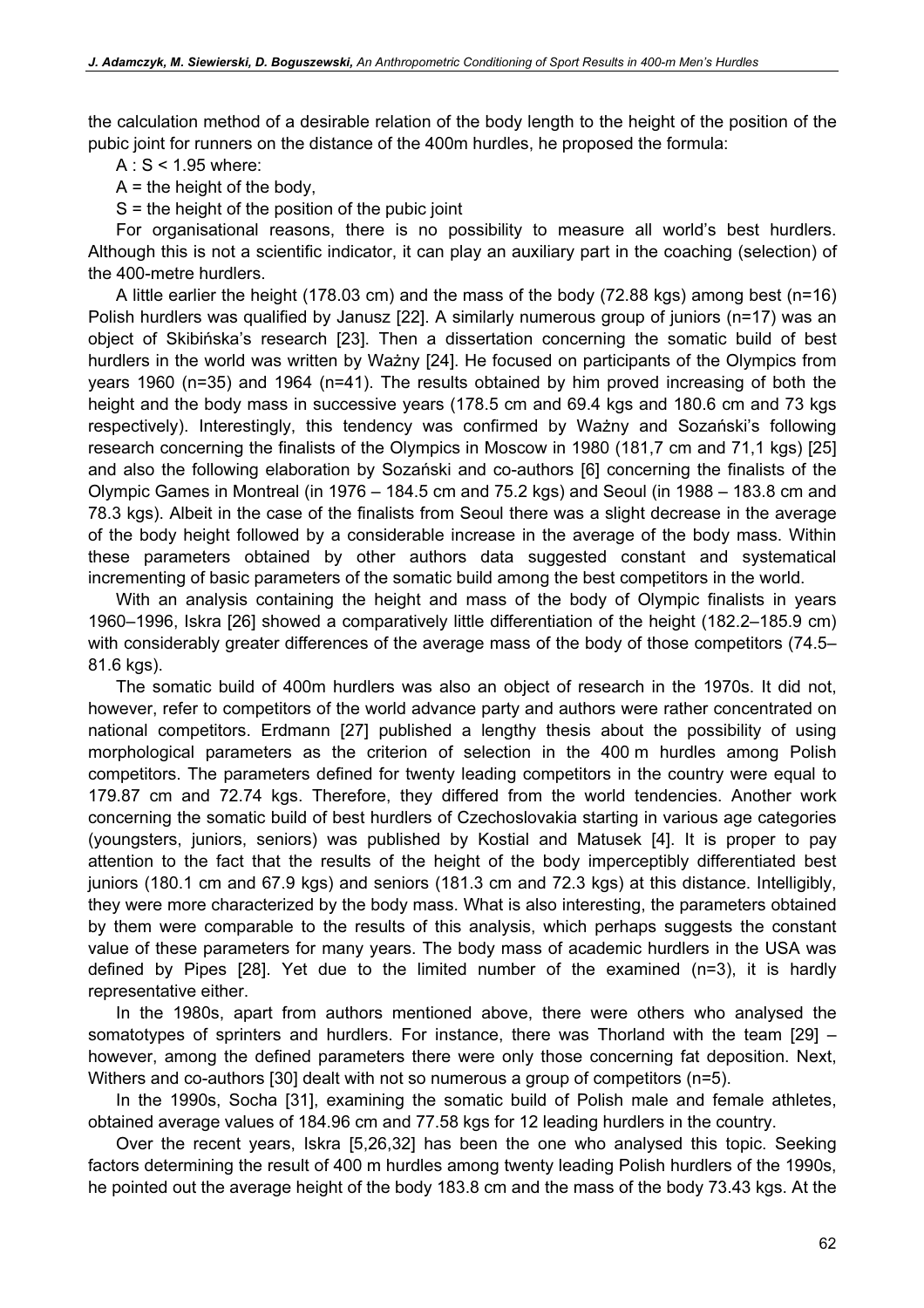the calculation method of a desirable relation of the body length to the height of the position of the pubic joint for runners on the distance of the 400m hurdles, he proposed the formula:

$A : S < 1.95$ where:

A = the height of the body,

S = the height of the position of the pubic joint

For organisational reasons, there is no possibility to measure all world's best hurdlers. Although this is not a scientific indicator, it can play an auxiliary part in the coaching (selection) of the 400-metre hurdlers.

A little earlier the height (178.03 cm) and the mass of the body (72.88 kgs) among best (n=16) Polish hurdlers was qualified by Janusz [22]. A similarly numerous group of juniors (n=17) was an object of Skibińska's research [23]. Then a dissertation concerning the somatic build of best hurdlers in the world was written by Ważny [24]. He focused on participants of the Olympics from years 1960 (n=35) and 1964 (n=41). The results obtained by him proved increasing of both the height and the body mass in successive years (178.5 cm and 69.4 kgs and 180.6 cm and 73 kgs respectively). Interestingly, this tendency was confirmed by Ważny and Sozański's following research concerning the finalists of the Olympics in Moscow in 1980 (181,7 cm and 71,1 kgs) [25] and also the following elaboration by Sozański and co-authors [6] concerning the finalists of the Olympic Games in Montreal (in 1976 – 184.5 cm and 75.2 kgs) and Seoul (in 1988 – 183.8 cm and 78.3 kgs). Albeit in the case of the finalists from Seoul there was a slight decrease in the average of the body height followed by a considerable increase in the average of the body mass. Within these parameters obtained by other authors data suggested constant and systematical incrementing of basic parameters of the somatic build among the best competitors in the world.

With an analysis containing the height and mass of the body of Olympic finalists in years 1960–1996, Iskra [26] showed a comparatively little differentiation of the height (182.2–185.9 cm) with considerably greater differences of the average mass of the body of those competitors (74.5–81.6 kgs).

The somatic build of 400m hurdlers was also an object of research in the 1970s. It did not, however, refer to competitors of the world advance party and authors were rather concentrated on national competitors. Erdmann [27] published a lengthy thesis about the possibility of using morphological parameters as the criterion of selection in the 400 m hurdles among Polish competitors. The parameters defined for twenty leading competitors in the country were equal to 179.87 cm and 72.74 kgs. Therefore, they differed from the world tendencies. Another work concerning the somatic build of best hurdlers of Czechoslovakia starting in various age categories (youngsters, juniors, seniors) was published by Kostial and Matusek [4]. It is proper to pay attention to the fact that the results of the height of the body imperceptibly differentiated best juniors (180.1 cm and 67.9 kgs) and seniors (181.3 cm and 72.3 kgs) at this distance. Intelligibly, they were more characterized by the body mass. What is also interesting, the parameters obtained by them were comparable to the results of this analysis, which perhaps suggests the constant value of these parameters for many years. The body mass of academic hurdlers in the USA was defined by Pipes [28]. Yet due to the limited number of the examined (n=3), it is hardly representative either.

In the 1980s, apart from authors mentioned above, there were others who analysed the somatotypes of sprinters and hurdlers. For instance, there was Thorland with the team [29] – however, among the defined parameters there were only those concerning fat deposition. Next, Withers and co-authors [30] dealt with not so numerous a group of competitors (n=5).

In the 1990s, Socha [31], examining the somatic build of Polish male and female athletes, obtained average values of 184.96 cm and 77.58 kgs for 12 leading hurdlers in the country.

Over the recent years, Iskra [5,26,32] has been the one who analysed this topic. Seeking factors determining the result of 400 m hurdles among twenty leading Polish hurdlers of the 1990s, he pointed out the average height of the body 183.8 cm and the mass of the body 73.43 kgs. At the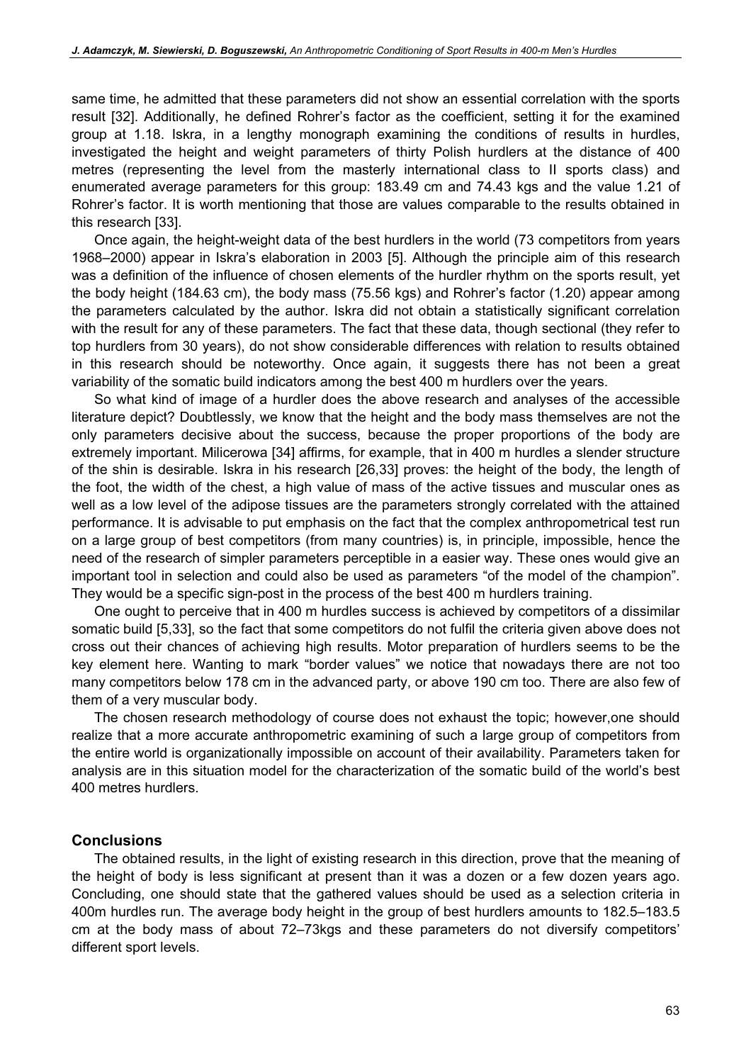same time, he admitted that these parameters did not show an essential correlation with the sports result [32]. Additionally, he defined Rohrer's factor as the coefficient, setting it for the examined group at 1.18. Iskra, in a lengthy monograph examining the conditions of results in hurdles, investigated the height and weight parameters of thirty Polish hurdlers at the distance of 400 metres (representing the level from the masterly international class to II sports class) and enumerated average parameters for this group: 183.49 cm and 74.43 kgs and the value 1.21 of Rohrer's factor. It is worth mentioning that those are values comparable to the results obtained in this research [33].

Once again, the height-weight data of the best hurdlers in the world (73 competitors from years 1968–2000) appear in Iskra's elaboration in 2003 [5]. Although the principle aim of this research was a definition of the influence of chosen elements of the hurdler rhythm on the sports result, yet the body height (184.63 cm), the body mass (75.56 kgs) and Rohrer's factor (1.20) appear among the parameters calculated by the author. Iskra did not obtain a statistically significant correlation with the result for any of these parameters. The fact that these data, though sectional (they refer to top hurdlers from 30 years), do not show considerable differences with relation to results obtained in this research should be noteworthy. Once again, it suggests there has not been a great variability of the somatic build indicators among the best 400 m hurdlers over the years.

So what kind of image of a hurdler does the above research and analyses of the accessible literature depict? Doubtlessly, we know that the height and the body mass themselves are not the only parameters decisive about the success, because the proper proportions of the body are extremely important. Milicerowa [34] affirms, for example, that in 400 m hurdles a slender structure of the shin is desirable. Iskra in his research [26,33] proves: the height of the body, the length of the foot, the width of the chest, a high value of mass of the active tissues and muscular ones as well as a low level of the adipose tissues are the parameters strongly correlated with the attained performance. It is advisable to put emphasis on the fact that the complex anthropometrical test run on a large group of best competitors (from many countries) is, in principle, impossible, hence the need of the research of simpler parameters perceptible in a easier way. These ones would give an important tool in selection and could also be used as parameters "of the model of the champion". They would be a specific sign-post in the process of the best 400 m hurdlers training.

One ought to perceive that in 400 m hurdles success is achieved by competitors of a dissimilar somatic build [5,33], so the fact that some competitors do not fulfil the criteria given above does not cross out their chances of achieving high results. Motor preparation of hurdlers seems to be the key element here. Wanting to mark "border values" we notice that nowadays there are not too many competitors below 178 cm in the advanced party, or above 190 cm too. There are also few of them of a very muscular body.

The chosen research methodology of course does not exhaust the topic; however,one should realize that a more accurate anthropometric examining of such a large group of competitors from the entire world is organizationally impossible on account of their availability. Parameters taken for analysis are in this situation model for the characterization of the somatic build of the world's best 400 metres hurdlers.

## Conclusions

The obtained results, in the light of existing research in this direction, prove that the meaning of the height of body is less significant at present than it was a dozen or a few dozen years ago. Concluding, one should state that the gathered values should be used as a selection criteria in 400m hurdles run. The average body height in the group of best hurdlers amounts to 182.5–183.5 cm at the body mass of about 72–73kgs and these parameters do not diversify competitors' different sport levels.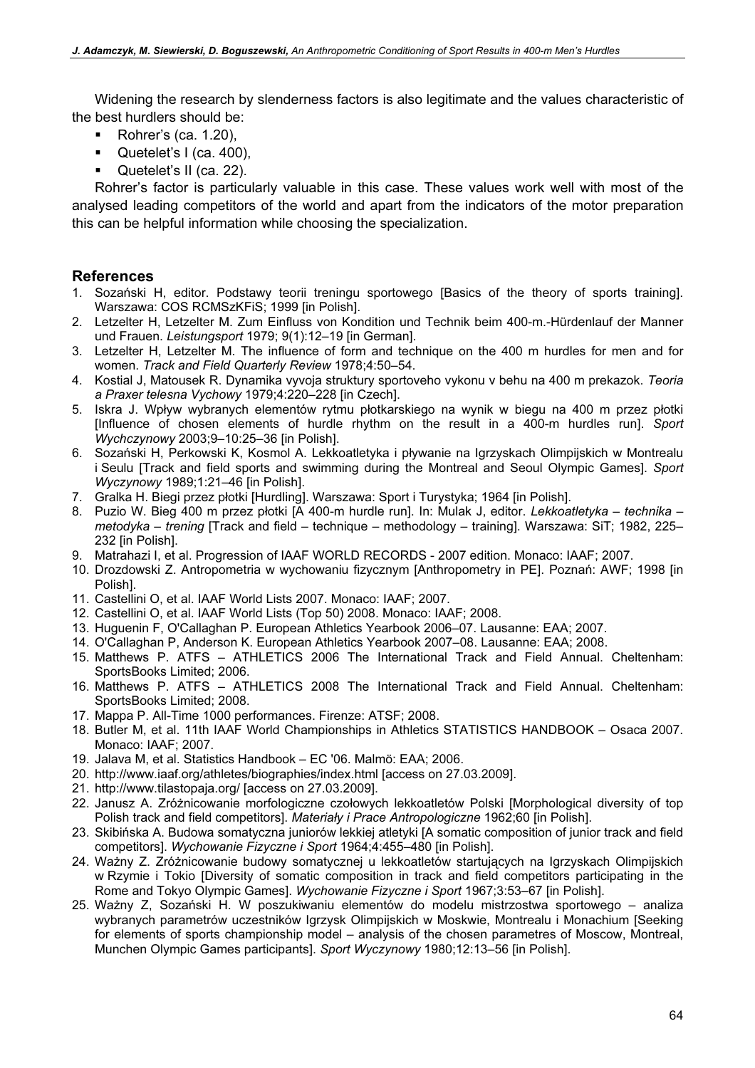Widening the research by slenderness factors is also legitimate and the values characteristic of the best hurdlers should be:

- Rohrer's (ca. 1.20),
- Quetelet's I (ca. 400),
- Quetelet's II (ca. 22).

Rohrer's factor is particularly valuable in this case. These values work well with most of the analysed leading competitors of the world and apart from the indicators of the motor preparation this can be helpful information while choosing the specialization.

## References

1. Sozański H, editor. Podstawy teorii treningu sportowego [Basics of the theory of sports training]. Warszawa: COS RCMSzKFiS; 1999 [in Polish].
2. Letzelter H, Letzelter M. Zum Einfluss von Kondition und Technik beim 400-m.-Hürdenlauf der Manner und Frauen. *Leistungsport* 1979; 9(1):12–19 [in German].
3. Letzelter H, Letzelter M. The influence of form and technique on the 400 m hurdles for men and for women. *Track and Field Quarterly Review* 1978;4:50–54.
4. Kostial J, Matousek R. Dynamika vyvoja struktury sportoveho vykonu v behu na 400 m prekazok. *Teoria a Praxer telesna Vychowy* 1979;4:220–228 [in Czech].
5. Iskra J. Wpływ wybranych elementów rytmu płotkarskiego na wynik w biegu na 400 m przez płotki [Influence of chosen elements of hurdle rhythm on the result in a 400-m hurdles run]. *Sport Wychczynowy* 2003;9–10:25–36 [in Polish].
6. Sozański H, Perkowski K, Kosmol A. Lekkoatletyka i pływanie na Igrzyskach Olimpijskich w Montrealu i Seulu [Track and field sports and swimming during the Montreal and Seoul Olympic Games]. *Sport Wyczynowy* 1989;1:21–46 [in Polish].
7. Gralka H. Biegi przez płotki [Hurdling]. Warszawa: Sport i Turystyka; 1964 [in Polish].
8. Puzio W. Bieg 400 m przez płotki [A 400-m hurdle run]. In: Mulak J, editor. *Lekkoatletyka – technika – metodyka – trening* [Track and field – technique – methodology – training]. Warszawa: SiT; 1982, 225–232 [in Polish].
9. Matrahazi I, et al. Progression of IAAF WORLD RECORDS - 2007 edition. Monaco: IAAF; 2007.
10. Drozdowski Z. Antropometria w wychowaniu fizycznym [Anthropometry in PE]. Poznań: AWF; 1998 [in Polish].
11. Castellini O, et al. IAAF World Lists 2007. Monaco: IAAF; 2007.
12. Castellini O, et al. IAAF World Lists (Top 50) 2008. Monaco: IAAF; 2008.
13. Huguenin F, O'Callaghan P. European Athletics Yearbook 2006–07. Lausanne: EAA; 2007.
14. O'Callaghan P, Anderson K. European Athletics Yearbook 2007–08. Lausanne: EAA; 2008.
15. Matthews P. ATFS – ATHLETICS 2006 The International Track and Field Annual. Cheltenham: SportsBooks Limited; 2006.
16. Matthews P. ATFS – ATHLETICS 2008 The International Track and Field Annual. Cheltenham: SportsBooks Limited; 2008.
17. Mappa P. All-Time 1000 performances. Firenze: ATSF; 2008.
18. Butler M, et al. 11th IAAF World Championships in Athletics STATISTICS HANDBOOK – Osaca 2007. Monaco: IAAF; 2007.
19. Jalava M, et al. Statistics Handbook – EC '06. Malmö: EAA; 2006.
20. http://www.iaaf.org/athletes/biographies/index.html [access on 27.03.2009].
21. http://www.tilastopaja.org/ [access on 27.03.2009].
22. Janusz A. Zróżnicowanie morfologiczne czołowych lekkoatletów Polski [Morphological diversity of top Polish track and field competitors]. *Materiały i Prace Antropologiczne* 1962;60 [in Polish].
23. Skibińska A. Budowa somatyczna juniorów lekkiej atletyki [A somatic composition of junior track and field competitors]. *Wychowanie Fizyczne i Sport* 1964;4:455–480 [in Polish].
24. Ważny Z. Zróżnicowanie budowy somatycznej u lekkoatletów startujących na Igrzyskach Olimpijskich w Rzymie i Tokio [Diversity of somatic composition in track and field competitors participating in the Rome and Tokyo Olympic Games]. *Wychowanie Fizyczne i Sport* 1967;3:53–67 [in Polish].
25. Ważny Z, Sozański H. W poszukiwaniu elementów do modelu mistrzostwa sportowego – analiza wybranych parametrów uczestników Igrzysk Olimpijskich w Moskwie, Montrealu i Monachium [Seeking for elements of sports championship model – analysis of the chosen parametres of Moscow, Montreal, Munchen Olympic Games participants]. *Sport Wyczynowy* 1980;12:13–56 [in Polish].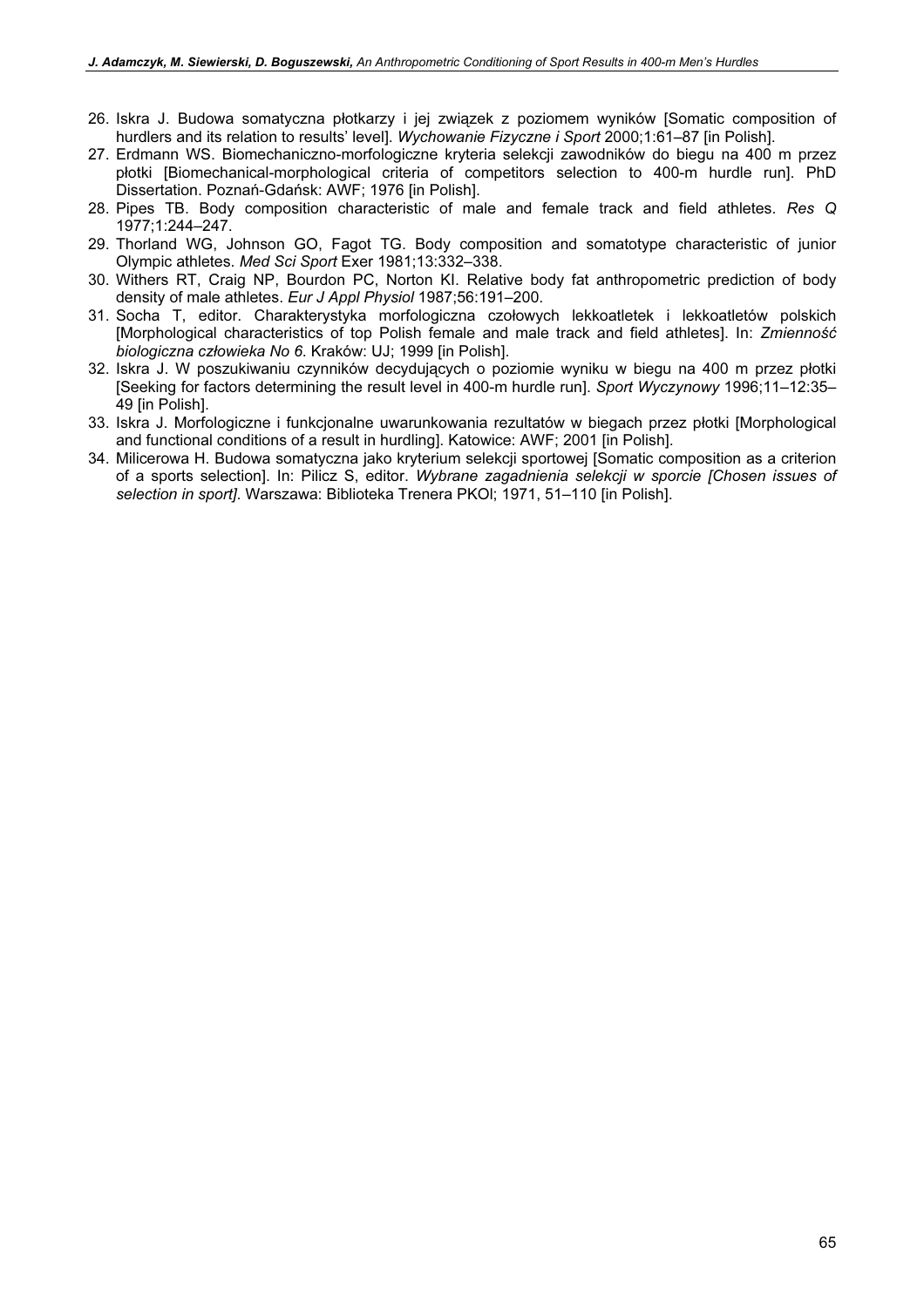26. Iskra J. Budowa somatyczna płotkarzy i jej związek z poziomem wyników [Somatic composition of hurdlers and its relation to results' level]. *Wychowanie Fizyczne i Sport* 2000;1:61–87 [in Polish].
27. Erdmann WS. Biomechaniczno-morfologiczne kryteria selekcji zawodników do biegu na 400 m przez płotki [Biomechanical-morphological criteria of competitors selection to 400-m hurdle run]. PhD Dissertation. Poznań-Gdańsk: AWF; 1976 [in Polish].
28. Pipes TB. Body composition characteristic of male and female track and field athletes. *Res Q* 1977;1:244–247.
29. Thorland WG, Johnson GO, Fagot TG. Body composition and somatotype characteristic of junior Olympic athletes. *Med Sci Sport* Exer 1981;13:332–338.
30. Withers RT, Craig NP, Bourdon PC, Norton KI. Relative body fat anthropometric prediction of body density of male athletes. *Eur J Appl Physiol* 1987;56:191–200.
31. Socha T, editor. Charakterystyka morfologiczna czołowych lekkoatletek i lekkoatletów polskich [Morphological characteristics of top Polish female and male track and field athletes]. In: *Zmienność biologiczna człowieka No 6*. Kraków: UJ; 1999 [in Polish].
32. Iskra J. W poszukiwaniu czynników decydujących o poziomie wyniku w biegu na 400 m przez płotki [Seeking for factors determining the result level in 400-m hurdle run]. *Sport Wyczynowy* 1996;11–12:35–49 [in Polish].
33. Iskra J. Morfologiczne i funkcjonalne uwarunkowania rezultatów w biegach przez płotki [Morphological and functional conditions of a result in hurdling]. Katowice: AWF; 2001 [in Polish].
34. Milicerowa H. Budowa somatyczna jako kryterium selekcji sportowej [Somatic composition as a criterion of a sports selection]. In: Pilicz S, editor. *Wybrane zagadnienia selekcji w sporcie [Chosen issues of selection in sport]*. Warszawa: Biblioteka Trenera PKOl; 1971, 51–110 [in Polish].